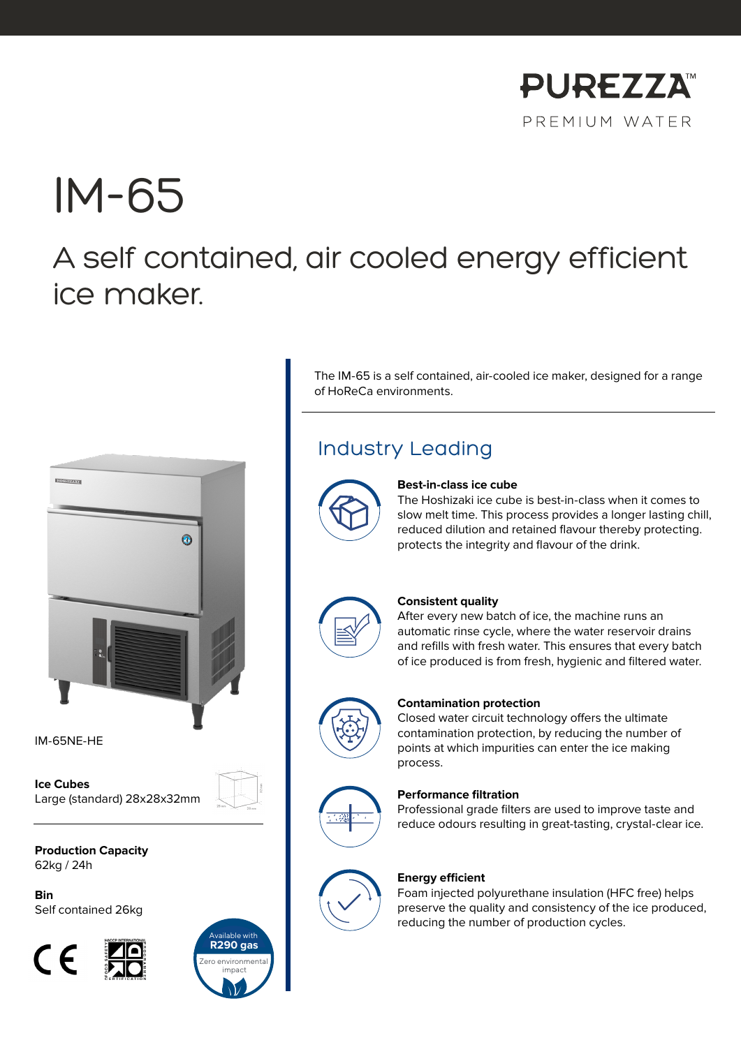PUREZZA™

PREMIUM WATER

# IM-65

## A self contained, air cooled energy efficient ice maker.

IM-65NE-HE

**Ice Cubes**
Large (standard) 28x28x32mm

**Production Capacity**
62kg / 24h

**Bin**
Self contained 26kg

Available with **R290 gas**
Zero environmental impact

The IM-65 is a self contained, air-cooled ice maker, designed for a range of HoReCa environments.

## Industry Leading

**Best-in-class ice cube**
The Hoshizaki ice cube is best-in-class when it comes to slow melt time. This process provides a longer lasting chill, reduced dilution and retained flavour thereby protecting. protects the integrity and flavour of the drink.

**Consistent quality**
After every new batch of ice, the machine runs an automatic rinse cycle, where the water reservoir drains and refills with fresh water. This ensures that every batch of ice produced is from fresh, hygienic and filtered water.

**Contamination protection**
Closed water circuit technology offers the ultimate contamination protection, by reducing the number of points at which impurities can enter the ice making process.

**Performance filtration**
Professional grade filters are used to improve taste and reduce odours resulting in great-tasting, crystal-clear ice.

**Energy efficient**
Foam injected polyurethane insulation (HFC free) helps preserve the quality and consistency of the ice produced, reducing the number of production cycles.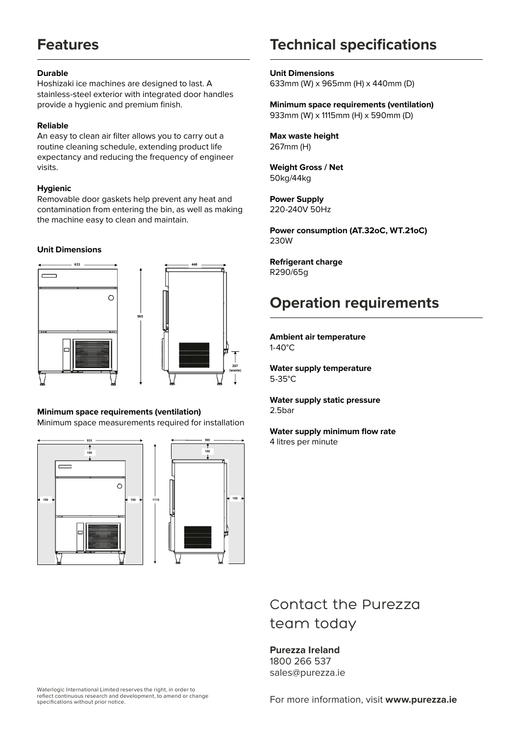## Features

**Durable**
Hoshizaki ice machines are designed to last. A stainless-steel exterior with integrated door handles provide a hygienic and premium finish.

**Reliable**
An easy to clean air filter allows you to carry out a routine cleaning schedule, extending product life expectancy and reducing the frequency of engineer visits.

**Hygienic**
Removable door gaskets help prevent any heat and contamination from entering the bin, as well as making the machine easy to clean and maintain.

**Unit Dimensions**

633

965

440

267 (waste)

**Minimum space requirements (ventilation)**
Minimum space measurements required for installation

933

150

150

150

1115

590

150

150

## Technical specifications

**Unit Dimensions**
633mm (W) x 965mm (H) x 440mm (D)

**Minimum space requirements (ventilation)**
933mm (W) x 1115mm (H) x 590mm (D)

**Max waste height**
267mm (H)

**Weight Gross / Net**
50kg/44kg

**Power Supply**
220-240V 50Hz

**Power consumption (AT.32oC, WT.21oC)**
230W

**Refrigerant charge**
R290/65g

## Operation requirements

**Ambient air temperature**
1-40°C

**Water supply temperature**
5-35°C

**Water supply static pressure**
2.5bar

**Water supply minimum flow rate**
4 litres per minute

## Contact the Purezza team today

**Purezza Ireland**
1800 266 537
sales@purezza.ie

For more information, visit **www.purezza.ie**

Waterlogic International Limited reserves the right, in order to reflect continuous research and development, to amend or change specifications without prior notice.